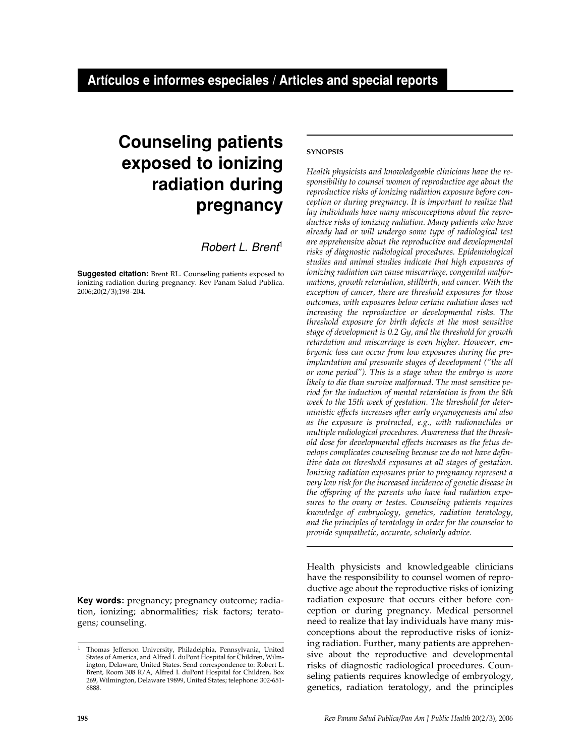Artículos e informes especiales / Articles and special reports

# Counseling patients exposed to ionizing radiation during pregnancy

Robert L. Brent[1]

**Suggested citation:** Brent RL. Counseling patients exposed to ionizing radiation during pregnancy. Rev Panam Salud Publica. 2006;20(2/3);198–204.

**SYNOPSIS**

*Health physicists and knowledgeable clinicians have the responsibility to counsel women of reproductive age about the reproductive risks of ionizing radiation exposure before conception or during pregnancy. It is important to realize that lay individuals have many misconceptions about the reproductive risks of ionizing radiation. Many patients who have already had or will undergo some type of radiological test are apprehensive about the reproductive and developmental risks of diagnostic radiological procedures. Epidemiological studies and animal studies indicate that high exposures of ionizing radiation can cause miscarriage, congenital malformations, growth retardation, stillbirth, and cancer. With the exception of cancer, there are threshold exposures for those outcomes, with exposures below certain radiation doses not increasing the reproductive or developmental risks. The threshold exposure for birth defects at the most sensitive stage of development is 0.2 Gy, and the threshold for growth retardation and miscarriage is even higher. However, embryonic loss can occur from low exposures during the preimplantation and presomite stages of development ("the all or none period"). This is a stage when the embryo is more likely to die than survive malformed. The most sensitive period for the induction of mental retardation is from the 8th week to the 15th week of gestation. The threshold for deterministic effects increases after early organogenesis and also as the exposure is protracted, e.g., with radionuclides or multiple radiological procedures. Awareness that the threshold dose for developmental effects increases as the fetus develops complicates counseling because we do not have definitive data on threshold exposures at all stages of gestation. Ionizing radiation exposures prior to pregnancy represent a very low risk for the increased incidence of genetic disease in the offspring of the parents who have had radiation exposures to the ovary or testes. Counseling patients requires knowledge of embryology, genetics, radiation teratology, and the principles of teratology in order for the counselor to provide sympathetic, accurate, scholarly advice.*

**Key words:** pregnancy; pregnancy outcome; radiation, ionizing; abnormalities; risk factors; teratogens; counseling.

Health physicists and knowledgeable clinicians have the responsibility to counsel women of reproductive age about the reproductive risks of ionizing radiation exposure that occurs either before conception or during pregnancy. Medical personnel need to realize that lay individuals have many misconceptions about the reproductive risks of ionizing radiation. Further, many patients are apprehensive about the reproductive and developmental risks of diagnostic radiological procedures. Counseling patients requires knowledge of embryology, genetics, radiation teratology, and the principles

[1] Thomas Jefferson University, Philadelphia, Pennsylvania, United States of America, and Alfred I. duPont Hospital for Children, Wilmington, Delaware, United States. Send correspondence to: Robert L. Brent, Room 308 R/A, Alfred I. duPont Hospital for Children, Box 269, Wilmington, Delaware 19899, United States; telephone: 302-651-6888.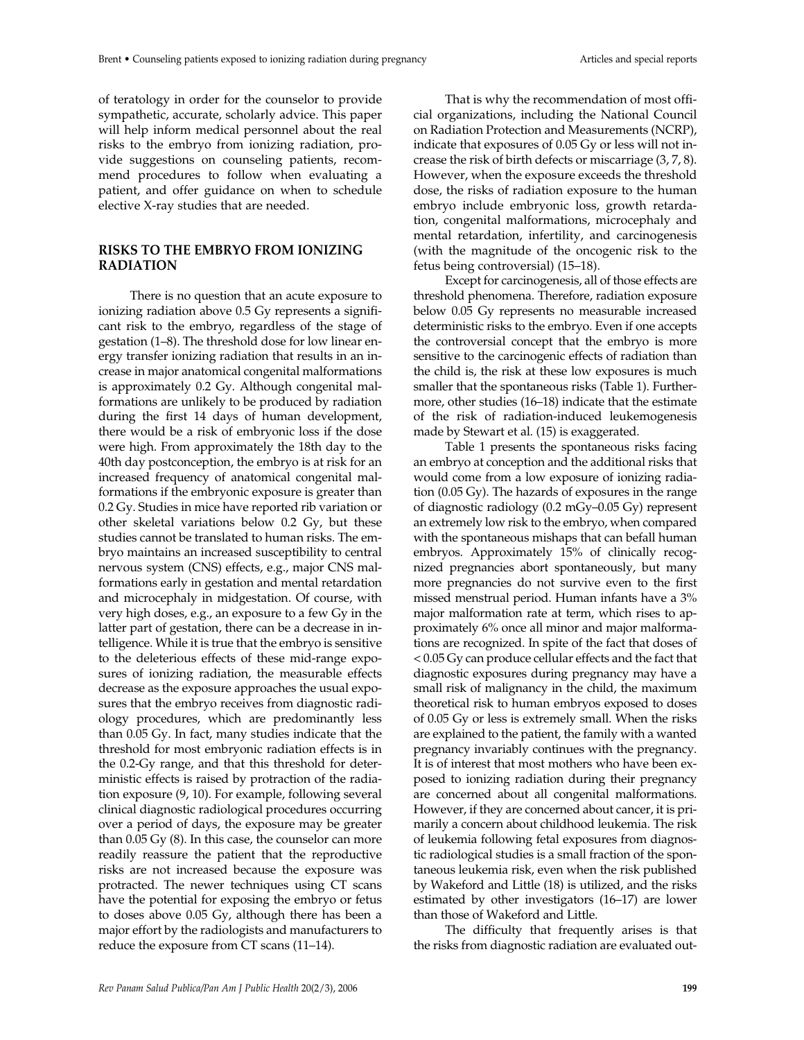of teratology in order for the counselor to provide sympathetic, accurate, scholarly advice. This paper will help inform medical personnel about the real risks to the embryo from ionizing radiation, provide suggestions on counseling patients, recommend procedures to follow when evaluating a patient, and offer guidance on when to schedule elective X-ray studies that are needed.

## RISKS TO THE EMBRYO FROM IONIZING RADIATION

There is no question that an acute exposure to ionizing radiation above 0.5 Gy represents a significant risk to the embryo, regardless of the stage of gestation (1–8). The threshold dose for low linear energy transfer ionizing radiation that results in an increase in major anatomical congenital malformations is approximately 0.2 Gy. Although congenital malformations are unlikely to be produced by radiation during the first 14 days of human development, there would be a risk of embryonic loss if the dose were high. From approximately the 18th day to the 40th day postconception, the embryo is at risk for an increased frequency of anatomical congenital malformations if the embryonic exposure is greater than 0.2 Gy. Studies in mice have reported rib variation or other skeletal variations below 0.2 Gy, but these studies cannot be translated to human risks. The embryo maintains an increased susceptibility to central nervous system (CNS) effects, e.g., major CNS malformations early in gestation and mental retardation and microcephaly in midgestation. Of course, with very high doses, e.g., an exposure to a few Gy in the latter part of gestation, there can be a decrease in intelligence. While it is true that the embryo is sensitive to the deleterious effects of these mid-range exposures of ionizing radiation, the measurable effects decrease as the exposure approaches the usual exposures that the embryo receives from diagnostic radiology procedures, which are predominantly less than 0.05 Gy. In fact, many studies indicate that the threshold for most embryonic radiation effects is in the 0.2-Gy range, and that this threshold for deterministic effects is raised by protraction of the radiation exposure (9, 10). For example, following several clinical diagnostic radiological procedures occurring over a period of days, the exposure may be greater than 0.05 Gy (8). In this case, the counselor can more readily reassure the patient that the reproductive risks are not increased because the exposure was protracted. The newer techniques using CT scans have the potential for exposing the embryo or fetus to doses above 0.05 Gy, although there has been a major effort by the radiologists and manufacturers to reduce the exposure from CT scans (11–14).

That is why the recommendation of most official organizations, including the National Council on Radiation Protection and Measurements (NCRP), indicate that exposures of 0.05 Gy or less will not increase the risk of birth defects or miscarriage (3, 7, 8). However, when the exposure exceeds the threshold dose, the risks of radiation exposure to the human embryo include embryonic loss, growth retardation, congenital malformations, microcephaly and mental retardation, infertility, and carcinogenesis (with the magnitude of the oncogenic risk to the fetus being controversial) (15–18).

Except for carcinogenesis, all of those effects are threshold phenomena. Therefore, radiation exposure below 0.05 Gy represents no measurable increased deterministic risks to the embryo. Even if one accepts the controversial concept that the embryo is more sensitive to the carcinogenic effects of radiation than the child is, the risk at these low exposures is much smaller that the spontaneous risks (Table 1). Furthermore, other studies (16–18) indicate that the estimate of the risk of radiation-induced leukemogenesis made by Stewart et al. (15) is exaggerated.

Table 1 presents the spontaneous risks facing an embryo at conception and the additional risks that would come from a low exposure of ionizing radiation (0.05 Gy). The hazards of exposures in the range of diagnostic radiology (0.2 mGy–0.05 Gy) represent an extremely low risk to the embryo, when compared with the spontaneous mishaps that can befall human embryos. Approximately 15% of clinically recognized pregnancies abort spontaneously, but many more pregnancies do not survive even to the first missed menstrual period. Human infants have a 3% major malformation rate at term, which rises to approximately 6% once all minor and major malformations are recognized. In spite of the fact that doses of < 0.05 Gy can produce cellular effects and the fact that diagnostic exposures during pregnancy may have a small risk of malignancy in the child, the maximum theoretical risk to human embryos exposed to doses of 0.05 Gy or less is extremely small. When the risks are explained to the patient, the family with a wanted pregnancy invariably continues with the pregnancy. It is of interest that most mothers who have been exposed to ionizing radiation during their pregnancy are concerned about all congenital malformations. However, if they are concerned about cancer, it is primarily a concern about childhood leukemia. The risk of leukemia following fetal exposures from diagnostic radiological studies is a small fraction of the spontaneous leukemia risk, even when the risk published by Wakeford and Little (18) is utilized, and the risks estimated by other investigators (16–17) are lower than those of Wakeford and Little.

The difficulty that frequently arises is that the risks from diagnostic radiation are evaluated out-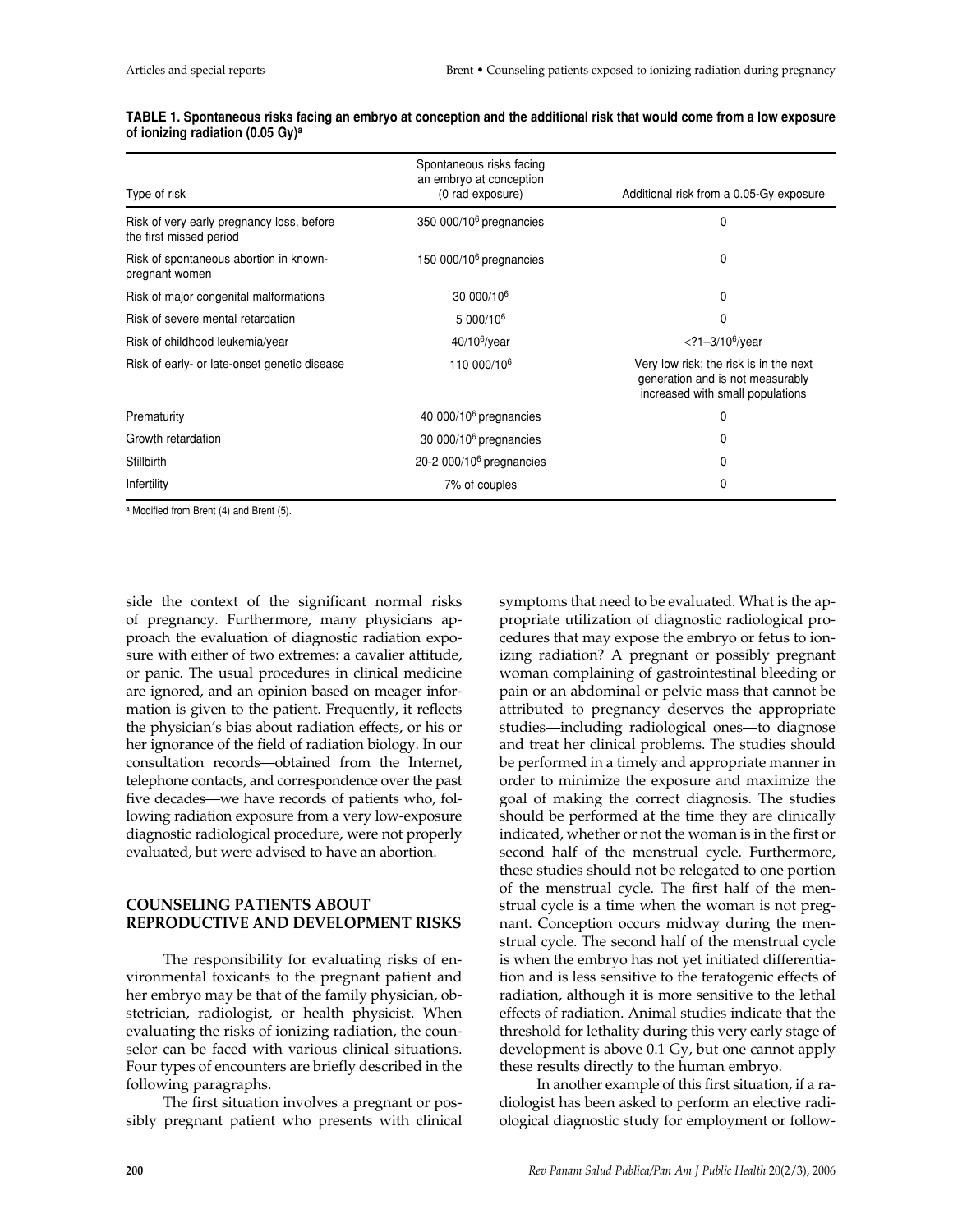**TABLE 1. Spontaneous risks facing an embryo at conception and the additional risk that would come from a low exposure of ionizing radiation (0.05 Gy)[a]**

| Type of risk | Spontaneous risks facing an embryo at conception (0 rad exposure) | Additional risk from a 0.05-Gy exposure |
|---|---|---|
| Risk of very early pregnancy loss, before the first missed period | 350 000/$10^6$ pregnancies | 0 |
| Risk of spontaneous abortion in known-pregnant women | 150 000/$10^6$ pregnancies | 0 |
| Risk of major congenital malformations | 30 000/$10^6$ | 0 |
| Risk of severe mental retardation | 5 000/$10^6$ | 0 |
| Risk of childhood leukemia/year | 40/$10^6$/year | <?1–3/$10^6$/year |
| Risk of early- or late-onset genetic disease | 110 000/$10^6$ | Very low risk; the risk is in the next generation and is not measurably increased with small populations |
| Prematurity | 40 000/$10^6$ pregnancies | 0 |
| Growth retardation | 30 000/$10^6$ pregnancies | 0 |
| Stillbirth | 20-2 000/$10^6$ pregnancies | 0 |
| Infertility | 7% of couples | 0 |

[a] Modified from Brent (4) and Brent (5).

side the context of the significant normal risks of pregnancy. Furthermore, many physicians approach the evaluation of diagnostic radiation exposure with either of two extremes: a cavalier attitude, or panic. The usual procedures in clinical medicine are ignored, and an opinion based on meager information is given to the patient. Frequently, it reflects the physician's bias about radiation effects, or his or her ignorance of the field of radiation biology. In our consultation records—obtained from the Internet, telephone contacts, and correspondence over the past five decades—we have records of patients who, following radiation exposure from a very low-exposure diagnostic radiological procedure, were not properly evaluated, but were advised to have an abortion.

## COUNSELING PATIENTS ABOUT REPRODUCTIVE AND DEVELOPMENT RISKS

The responsibility for evaluating risks of environmental toxicants to the pregnant patient and her embryo may be that of the family physician, obstetrician, radiologist, or health physicist. When evaluating the risks of ionizing radiation, the counselor can be faced with various clinical situations. Four types of encounters are briefly described in the following paragraphs.

The first situation involves a pregnant or possibly pregnant patient who presents with clinical symptoms that need to be evaluated. What is the appropriate utilization of diagnostic radiological procedures that may expose the embryo or fetus to ionizing radiation? A pregnant or possibly pregnant woman complaining of gastrointestinal bleeding or pain or an abdominal or pelvic mass that cannot be attributed to pregnancy deserves the appropriate studies—including radiological ones—to diagnose and treat her clinical problems. The studies should be performed in a timely and appropriate manner in order to minimize the exposure and maximize the goal of making the correct diagnosis. The studies should be performed at the time they are clinically indicated, whether or not the woman is in the first or second half of the menstrual cycle. Furthermore, these studies should not be relegated to one portion of the menstrual cycle. The first half of the menstrual cycle is a time when the woman is not pregnant. Conception occurs midway during the menstrual cycle. The second half of the menstrual cycle is when the embryo has not yet initiated differentiation and is less sensitive to the teratogenic effects of radiation, although it is more sensitive to the lethal effects of radiation. Animal studies indicate that the threshold for lethality during this very early stage of development is above 0.1 Gy, but one cannot apply these results directly to the human embryo.

In another example of this first situation, if a radiologist has been asked to perform an elective radiological diagnostic study for employment or follow-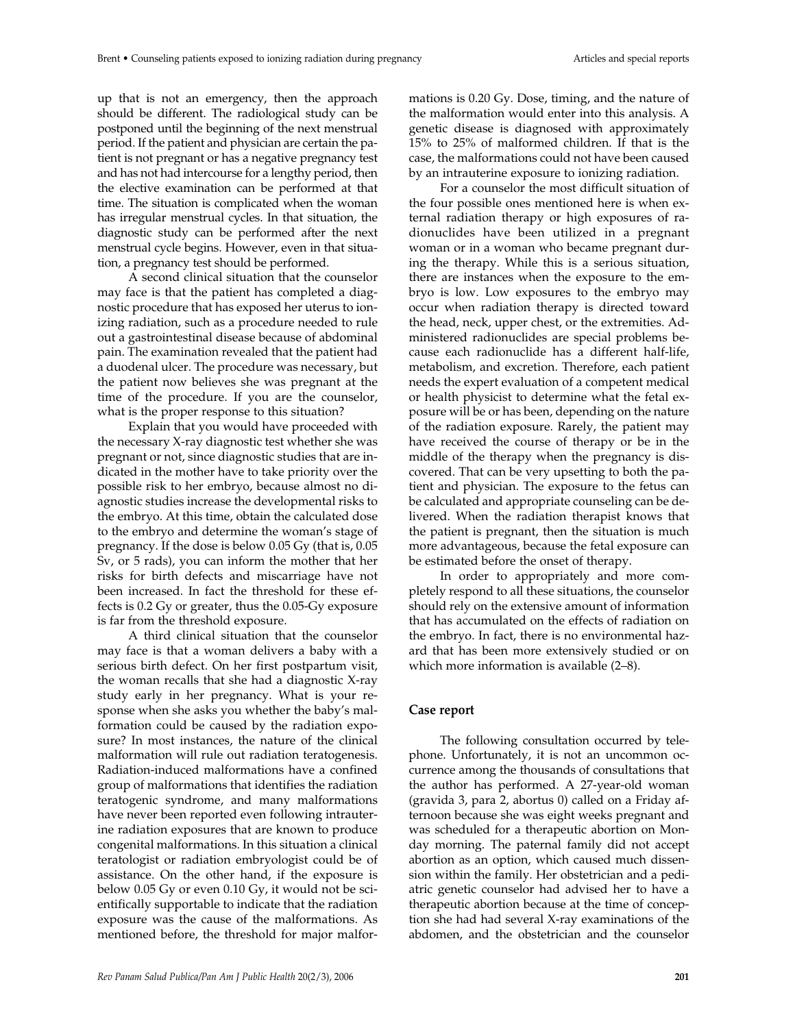up that is not an emergency, then the approach should be different. The radiological study can be postponed until the beginning of the next menstrual period. If the patient and physician are certain the patient is not pregnant or has a negative pregnancy test and has not had intercourse for a lengthy period, then the elective examination can be performed at that time. The situation is complicated when the woman has irregular menstrual cycles. In that situation, the diagnostic study can be performed after the next menstrual cycle begins. However, even in that situation, a pregnancy test should be performed.

A second clinical situation that the counselor may face is that the patient has completed a diagnostic procedure that has exposed her uterus to ionizing radiation, such as a procedure needed to rule out a gastrointestinal disease because of abdominal pain. The examination revealed that the patient had a duodenal ulcer. The procedure was necessary, but the patient now believes she was pregnant at the time of the procedure. If you are the counselor, what is the proper response to this situation?

Explain that you would have proceeded with the necessary X-ray diagnostic test whether she was pregnant or not, since diagnostic studies that are indicated in the mother have to take priority over the possible risk to her embryo, because almost no diagnostic studies increase the developmental risks to the embryo. At this time, obtain the calculated dose to the embryo and determine the woman's stage of pregnancy. If the dose is below 0.05 Gy (that is, 0.05 Sv, or 5 rads), you can inform the mother that her risks for birth defects and miscarriage have not been increased. In fact the threshold for these effects is 0.2 Gy or greater, thus the 0.05-Gy exposure is far from the threshold exposure.

A third clinical situation that the counselor may face is that a woman delivers a baby with a serious birth defect. On her first postpartum visit, the woman recalls that she had a diagnostic X-ray study early in her pregnancy. What is your response when she asks you whether the baby's malformation could be caused by the radiation exposure? In most instances, the nature of the clinical malformation will rule out radiation teratogenesis. Radiation-induced malformations have a confined group of malformations that identifies the radiation teratogenic syndrome, and many malformations have never been reported even following intrauterine radiation exposures that are known to produce congenital malformations. In this situation a clinical teratologist or radiation embryologist could be of assistance. On the other hand, if the exposure is below 0.05 Gy or even 0.10 Gy, it would not be scientifically supportable to indicate that the radiation exposure was the cause of the malformations. As mentioned before, the threshold for major malformations is 0.20 Gy. Dose, timing, and the nature of the malformation would enter into this analysis. A genetic disease is diagnosed with approximately 15% to 25% of malformed children. If that is the case, the malformations could not have been caused by an intrauterine exposure to ionizing radiation.

For a counselor the most difficult situation of the four possible ones mentioned here is when external radiation therapy or high exposures of radionuclides have been utilized in a pregnant woman or in a woman who became pregnant during the therapy. While this is a serious situation, there are instances when the exposure to the embryo is low. Low exposures to the embryo may occur when radiation therapy is directed toward the head, neck, upper chest, or the extremities. Administered radionuclides are special problems because each radionuclide has a different half-life, metabolism, and excretion. Therefore, each patient needs the expert evaluation of a competent medical or health physicist to determine what the fetal exposure will be or has been, depending on the nature of the radiation exposure. Rarely, the patient may have received the course of therapy or be in the middle of the therapy when the pregnancy is discovered. That can be very upsetting to both the patient and physician. The exposure to the fetus can be calculated and appropriate counseling can be delivered. When the radiation therapist knows that the patient is pregnant, then the situation is much more advantageous, because the fetal exposure can be estimated before the onset of therapy.

In order to appropriately and more completely respond to all these situations, the counselor should rely on the extensive amount of information that has accumulated on the effects of radiation on the embryo. In fact, there is no environmental hazard that has been more extensively studied or on which more information is available (2–8).

## Case report

The following consultation occurred by telephone. Unfortunately, it is not an uncommon occurrence among the thousands of consultations that the author has performed. A 27-year-old woman (gravida 3, para 2, abortus 0) called on a Friday afternoon because she was eight weeks pregnant and was scheduled for a therapeutic abortion on Monday morning. The paternal family did not accept abortion as an option, which caused much dissension within the family. Her obstetrician and a pediatric genetic counselor had advised her to have a therapeutic abortion because at the time of conception she had had several X-ray examinations of the abdomen, and the obstetrician and the counselor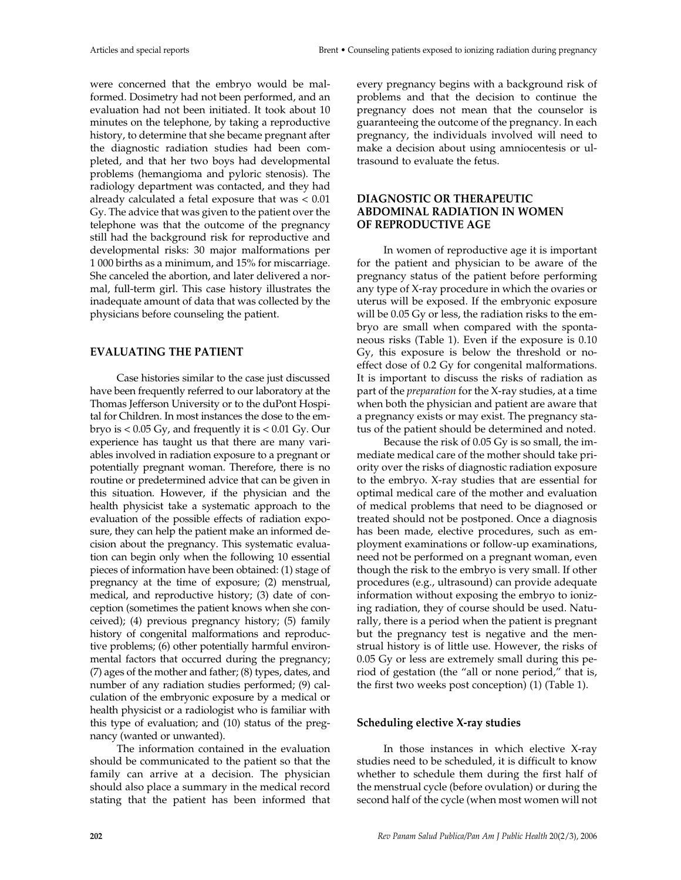were concerned that the embryo would be malformed. Dosimetry had not been performed, and an evaluation had not been initiated. It took about 10 minutes on the telephone, by taking a reproductive history, to determine that she became pregnant after the diagnostic radiation studies had been completed, and that her two boys had developmental problems (hemangioma and pyloric stenosis). The radiology department was contacted, and they had already calculated a fetal exposure that was < 0.01 Gy. The advice that was given to the patient over the telephone was that the outcome of the pregnancy still had the background risk for reproductive and developmental risks: 30 major malformations per 1 000 births as a minimum, and 15% for miscarriage. She canceled the abortion, and later delivered a normal, full-term girl. This case history illustrates the inadequate amount of data that was collected by the physicians before counseling the patient.

## EVALUATING THE PATIENT

Case histories similar to the case just discussed have been frequently referred to our laboratory at the Thomas Jefferson University or to the duPont Hospital for Children. In most instances the dose to the embryo is < 0.05 Gy, and frequently it is < 0.01 Gy. Our experience has taught us that there are many variables involved in radiation exposure to a pregnant or potentially pregnant woman. Therefore, there is no routine or predetermined advice that can be given in this situation. However, if the physician and the health physicist take a systematic approach to the evaluation of the possible effects of radiation exposure, they can help the patient make an informed decision about the pregnancy. This systematic evaluation can begin only when the following 10 essential pieces of information have been obtained: (1) stage of pregnancy at the time of exposure; (2) menstrual, medical, and reproductive history; (3) date of conception (sometimes the patient knows when she conceived); (4) previous pregnancy history; (5) family history of congenital malformations and reproductive problems; (6) other potentially harmful environmental factors that occurred during the pregnancy; (7) ages of the mother and father; (8) types, dates, and number of any radiation studies performed; (9) calculation of the embryonic exposure by a medical or health physicist or a radiologist who is familiar with this type of evaluation; and (10) status of the pregnancy (wanted or unwanted).

The information contained in the evaluation should be communicated to the patient so that the family can arrive at a decision. The physician should also place a summary in the medical record stating that the patient has been informed that every pregnancy begins with a background risk of problems and that the decision to continue the pregnancy does not mean that the counselor is guaranteeing the outcome of the pregnancy. In each pregnancy, the individuals involved will need to make a decision about using amniocentesis or ultrasound to evaluate the fetus.

## DIAGNOSTIC OR THERAPEUTIC ABDOMINAL RADIATION IN WOMEN OF REPRODUCTIVE AGE

In women of reproductive age it is important for the patient and physician to be aware of the pregnancy status of the patient before performing any type of X-ray procedure in which the ovaries or uterus will be exposed. If the embryonic exposure will be 0.05 Gy or less, the radiation risks to the embryo are small when compared with the spontaneous risks (Table 1). Even if the exposure is 0.10 Gy, this exposure is below the threshold or no-effect dose of 0.2 Gy for congenital malformations. It is important to discuss the risks of radiation as part of the *preparation* for the X-ray studies, at a time when both the physician and patient are aware that a pregnancy exists or may exist. The pregnancy status of the patient should be determined and noted.

Because the risk of 0.05 Gy is so small, the immediate medical care of the mother should take priority over the risks of diagnostic radiation exposure to the embryo. X-ray studies that are essential for optimal medical care of the mother and evaluation of medical problems that need to be diagnosed or treated should not be postponed. Once a diagnosis has been made, elective procedures, such as employment examinations or follow-up examinations, need not be performed on a pregnant woman, even though the risk to the embryo is very small. If other procedures (e.g., ultrasound) can provide adequate information without exposing the embryo to ionizing radiation, they of course should be used. Naturally, there is a period when the patient is pregnant but the pregnancy test is negative and the menstrual history is of little use. However, the risks of 0.05 Gy or less are extremely small during this period of gestation (the "all or none period," that is, the first two weeks post conception) (1) (Table 1).

### Scheduling elective X-ray studies

In those instances in which elective X-ray studies need to be scheduled, it is difficult to know whether to schedule them during the first half of the menstrual cycle (before ovulation) or during the second half of the cycle (when most women will not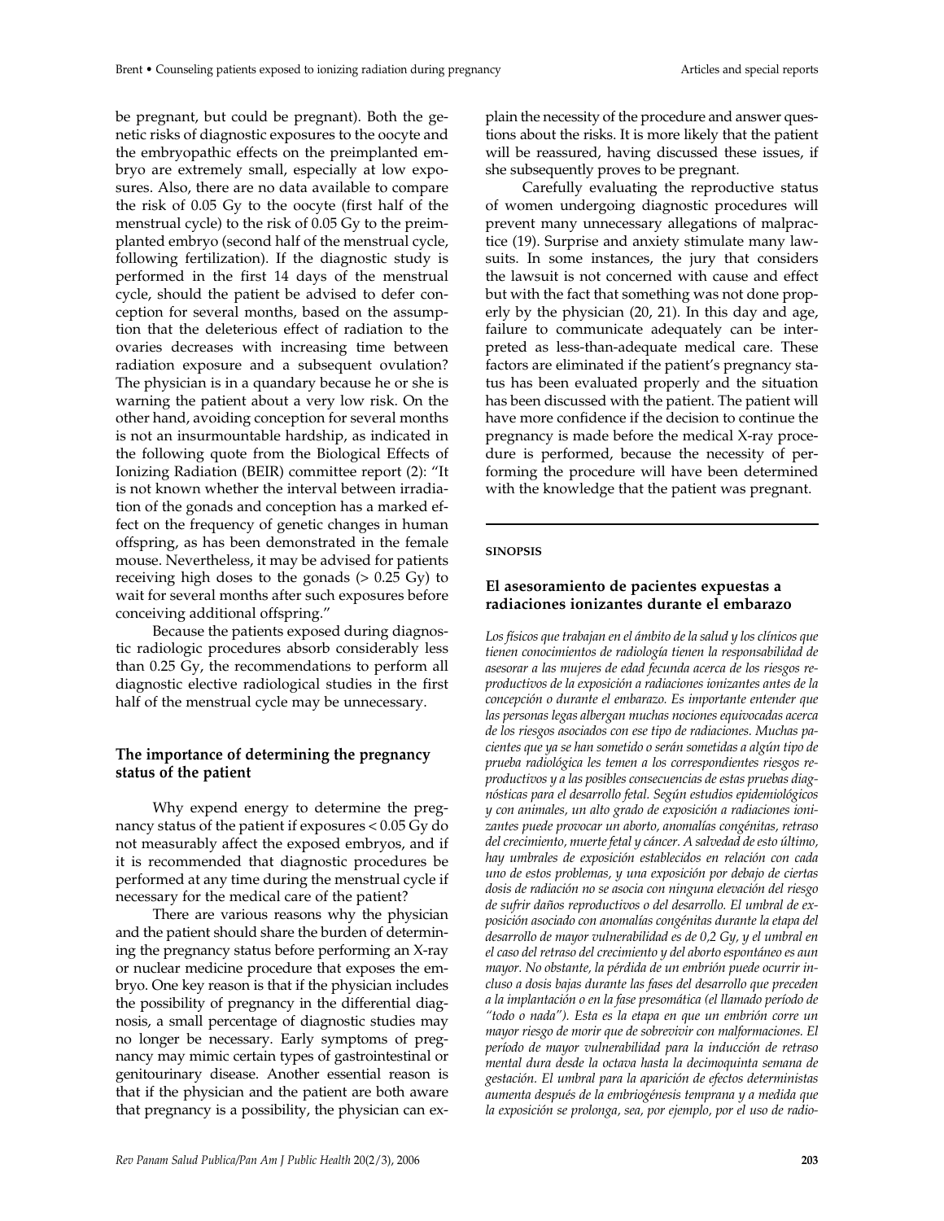be pregnant, but could be pregnant). Both the genetic risks of diagnostic exposures to the oocyte and the embryopathic effects on the preimplanted embryo are extremely small, especially at low exposures. Also, there are no data available to compare the risk of 0.05 Gy to the oocyte (first half of the menstrual cycle) to the risk of 0.05 Gy to the preimplanted embryo (second half of the menstrual cycle, following fertilization). If the diagnostic study is performed in the first 14 days of the menstrual cycle, should the patient be advised to defer conception for several months, based on the assumption that the deleterious effect of radiation to the ovaries decreases with increasing time between radiation exposure and a subsequent ovulation? The physician is in a quandary because he or she is warning the patient about a very low risk. On the other hand, avoiding conception for several months is not an insurmountable hardship, as indicated in the following quote from the Biological Effects of Ionizing Radiation (BEIR) committee report (2): "It is not known whether the interval between irradiation of the gonads and conception has a marked effect on the frequency of genetic changes in human offspring, as has been demonstrated in the female mouse. Nevertheless, it may be advised for patients receiving high doses to the gonads (> 0.25 Gy) to wait for several months after such exposures before conceiving additional offspring."

Because the patients exposed during diagnostic radiologic procedures absorb considerably less than 0.25 Gy, the recommendations to perform all diagnostic elective radiological studies in the first half of the menstrual cycle may be unnecessary.

## The importance of determining the pregnancy status of the patient

Why expend energy to determine the pregnancy status of the patient if exposures < 0.05 Gy do not measurably affect the exposed embryos, and if it is recommended that diagnostic procedures be performed at any time during the menstrual cycle if necessary for the medical care of the patient?

There are various reasons why the physician and the patient should share the burden of determining the pregnancy status before performing an X-ray or nuclear medicine procedure that exposes the embryo. One key reason is that if the physician includes the possibility of pregnancy in the differential diagnosis, a small percentage of diagnostic studies may no longer be necessary. Early symptoms of pregnancy may mimic certain types of gastrointestinal or genitourinary disease. Another essential reason is that if the physician and the patient are both aware that pregnancy is a possibility, the physician can explain the necessity of the procedure and answer questions about the risks. It is more likely that the patient will be reassured, having discussed these issues, if she subsequently proves to be pregnant.

Carefully evaluating the reproductive status of women undergoing diagnostic procedures will prevent many unnecessary allegations of malpractice (19). Surprise and anxiety stimulate many lawsuits. In some instances, the jury that considers the lawsuit is not concerned with cause and effect but with the fact that something was not done properly by the physician (20, 21). In this day and age, failure to communicate adequately can be interpreted as less-than-adequate medical care. These factors are eliminated if the patient's pregnancy status has been evaluated properly and the situation has been discussed with the patient. The patient will have more confidence if the decision to continue the pregnancy is made before the medical X-ray procedure is performed, because the necessity of performing the procedure will have been determined with the knowledge that the patient was pregnant.

---

**SINOPSIS**

### El asesoramiento de pacientes expuestas a radiaciones ionizantes durante el embarazo

*Los físicos que trabajan en el ámbito de la salud y los clínicos que tienen conocimientos de radiología tienen la responsabilidad de asesorar a las mujeres de edad fecunda acerca de los riesgos reproductivos de la exposición a radiaciones ionizantes antes de la concepción o durante el embarazo. Es importante entender que las personas legas albergan muchas nociones equivocadas acerca de los riesgos asociados con ese tipo de radiaciones. Muchas pacientes que ya se han sometido o serán sometidas a algún tipo de prueba radiológica les temen a los correspondientes riesgos reproductivos y a las posibles consecuencias de estas pruebas diagnósticas para el desarrollo fetal. Según estudios epidemiológicos y con animales, un alto grado de exposición a radiaciones ionizantes puede provocar un aborto, anomalías congénitas, retraso del crecimiento, muerte fetal y cáncer. A salvedad de esto último, hay umbrales de exposición establecidos en relación con cada uno de estos problemas, y una exposición por debajo de ciertas dosis de radiación no se asocia con ninguna elevación del riesgo de sufrir daños reproductivos o del desarrollo. El umbral de exposición asociado con anomalías congénitas durante la etapa del desarrollo de mayor vulnerabilidad es de 0,2 Gy, y el umbral en el caso del retraso del crecimiento y del aborto espontáneo es aun mayor. No obstante, la pérdida de un embrión puede ocurrir incluso a dosis bajas durante las fases del desarrollo que preceden a la implantación o en la fase presomática (el llamado período de "todo o nada"). Esta es la etapa en que un embrión corre un mayor riesgo de morir que de sobrevivir con malformaciones. El período de mayor vulnerabilidad para la inducción de retraso mental dura desde la octava hasta la decimoquinta semana de gestación. El umbral para la aparición de efectos deterministas aumenta después de la embriogénesis temprana y a medida que la exposición se prolonga, sea, por ejemplo, por el uso de radio-*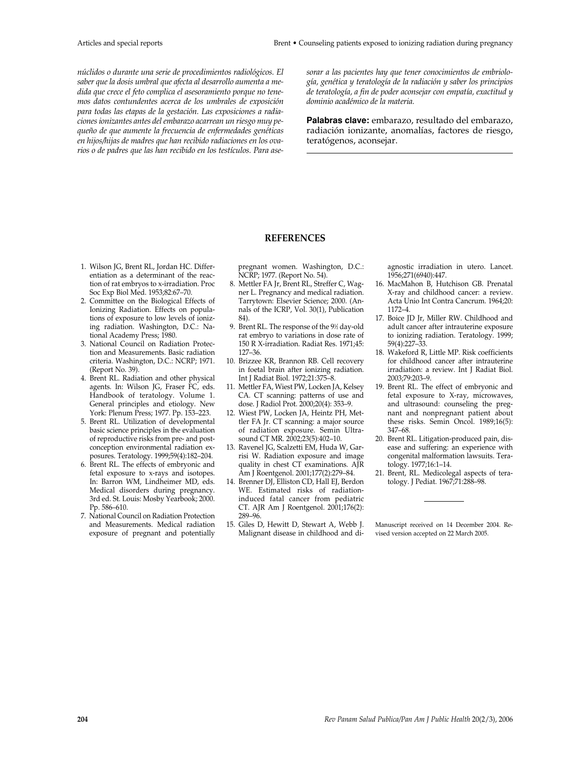*núclidos o durante una serie de procedimientos radiológicos. El saber que la dosis umbral que afecta al desarrollo aumenta a medida que crece el feto complica el asesoramiento porque no tenemos datos contundentes acerca de los umbrales de exposición para todas las etapas de la gestación. Las exposiciones a radiaciones ionizantes antes del embarazo acarrean un riesgo muy pequeño de que aumente la frecuencia de enfermedades genéticas en hijos/hijas de madres que han recibido radiaciones en los ovarios o de padres que las han recibido en los testículos. Para asesorar a las pacientes hay que tener conocimientos de embriología, genética y teratología de la radiación y saber los principios de teratología, a fin de poder aconsejar con empatía, exactitud y dominio académico de la materia.*

**Palabras clave:** embarazo, resultado del embarazo, radiación ionizante, anomalías, factores de riesgo, teratógenos, aconsejar.

## REFERENCES

1. Wilson JG, Brent RL, Jordan HC. Differentiation as a determinant of the reaction of rat embryos to x-irradiation. Proc Soc Exp Biol Med. 1953;82:67–70.
2. Committee on the Biological Effects of Ionizing Radiation. Effects on populations of exposure to low levels of ionizing radiation. Washington, D.C.: National Academy Press; 1980.
3. National Council on Radiation Protection and Measurements. Basic radiation criteria. Washington, D.C.: NCRP; 1971. (Report No. 39).
4. Brent RL. Radiation and other physical agents. In: Wilson JG, Fraser FC, eds. Handbook of teratology. Volume 1. General principles and etiology. New York: Plenum Press; 1977. Pp. 153–223.
5. Brent RL. Utilization of developmental basic science principles in the evaluation of reproductive risks from pre- and postconception environmental radiation exposures. Teratology. 1999;59(4):182–204.
6. Brent RL. The effects of embryonic and fetal exposure to x-rays and isotopes. In: Barron WM, Lindheimer MD, eds. Medical disorders during pregnancy. 3rd ed. St. Louis: Mosby Yearbook; 2000. Pp. 586–610.
7. National Council on Radiation Protection and Measurements. Medical radiation exposure of pregnant and potentially pregnant women. Washington, D.C.: NCRP; 1977. (Report No. 54).
8. Mettler FA Jr, Brent RL, Streffer C, Wagner L. Pregnancy and medical radiation. Tarrytown: Elsevier Science; 2000. (Annals of the ICRP, Vol. 30(1), Publication 84).
9. Brent RL. The response of the 9½ day-old rat embryo to variations in dose rate of 150 R X-irradiation. Radiat Res. 1971;45: 127–36.
10. Brizzee KR, Brannon RB. Cell recovery in foetal brain after ionizing radiation. Int J Radiat Biol. 1972;21:375–8.
11. Mettler FA, Wiest PW, Locken JA, Kelsey CA. CT scanning: patterns of use and dose. J Radiol Prot. 2000;20(4): 353–9.
12. Wiest PW, Locken JA, Heintz PH, Mettler FA Jr. CT scanning: a major source of radiation exposure. Semin Ultrasound CT MR. 2002;23(5):402–10.
13. Ravenel JG, Scalzetti EM, Huda W, Garrisi W. Radiation exposure and image quality in chest CT examinations. AJR Am J Roentgenol. 2001;177(2):279–84.
14. Brenner DJ, Elliston CD, Hall EJ, Berdon WE. Estimated risks of radiation-induced fatal cancer from pediatric CT. AJR Am J Roentgenol. 2001;176(2): 289–96.
15. Giles D, Hewitt D, Stewart A, Webb J. Malignant disease in childhood and diagnostic irradiation in utero. Lancet. 1956;271(6940):447.
16. MacMahon B, Hutchison GB. Prenatal X-ray and childhood cancer: a review. Acta Unio Int Contra Cancrum. 1964;20: 1172–4.
17. Boice JD Jr, Miller RW. Childhood and adult cancer after intrauterine exposure to ionizing radiation. Teratology. 1999; 59(4):227–33.
18. Wakeford R, Little MP. Risk coefficients for childhood cancer after intrauterine irradiation: a review. Int J Radiat Biol. 2003;79:203–9.
19. Brent RL. The effect of embryonic and fetal exposure to X-ray, microwaves, and ultrasound: counseling the pregnant and nonpregnant patient about these risks. Semin Oncol. 1989;16(5): 347–68.
20. Brent RL. Litigation-produced pain, disease and suffering: an experience with congenital malformation lawsuits. Teratology. 1977;16:1–14.
21. Brent, RL. Medicolegal aspects of teratology. J Pediat. 1967;71:288–98.

Manuscript received on 14 December 2004. Revised version accepted on 22 March 2005.